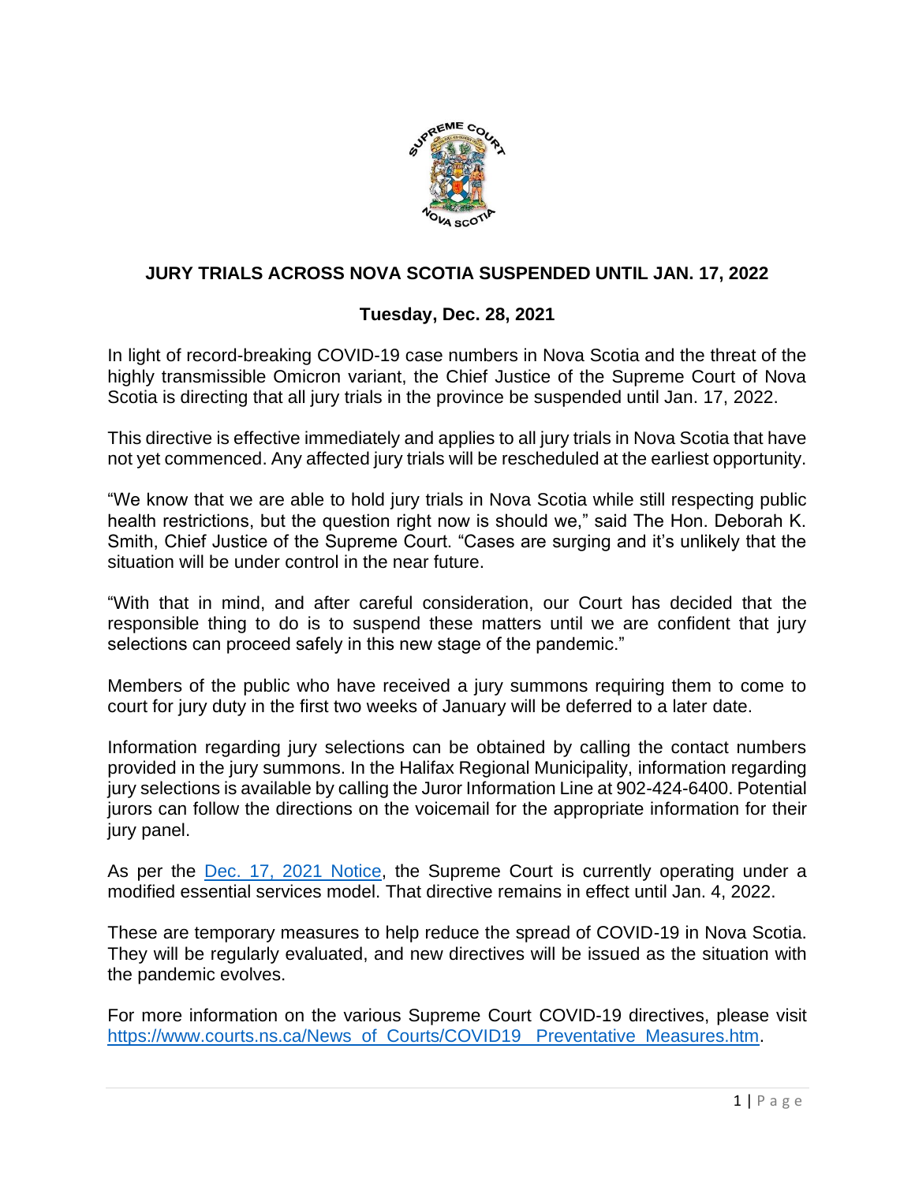## JURY TRIALS ACROSS NOVA SCOTIA SUSPENDED UNTIL JAN. 17, 2022

### Tuesday, Dec. 28, 2021

In light of record-breaking COVID-19 case numbers in Nova Scotia and the threat of the highly transmissible Omicron variant, the Chief Justice of the Supreme Court of Nova Scotia is directing that all jury trials in the province be suspended until Jan. 17, 2022.

This directive is effective immediately and applies to all jury trials in Nova Scotia that have not yet commenced. Any affected jury trials will be rescheduled at the earliest opportunity.

"We know that we are able to hold jury trials in Nova Scotia while still respecting public health restrictions, but the question right now is should we," said The Hon. Deborah K. Smith, Chief Justice of the Supreme Court. "Cases are surging and it's unlikely that the situation will be under control in the near future.

"With that in mind, and after careful consideration, our Court has decided that the responsible thing to do is to suspend these matters until we are confident that jury selections can proceed safely in this new stage of the pandemic."

Members of the public who have received a jury summons requiring them to come to court for jury duty in the first two weeks of January will be deferred to a later date.

Information regarding jury selections can be obtained by calling the contact numbers provided in the jury summons. In the Halifax Regional Municipality, information regarding jury selections is available by calling the Juror Information Line at 902-424-6400. Potential jurors can follow the directions on the voicemail for the appropriate information for their jury panel.

As per the Dec. 17, 2021 Notice, the Supreme Court is currently operating under a modified essential services model. That directive remains in effect until Jan. 4, 2022.

These are temporary measures to help reduce the spread of COVID-19 in Nova Scotia. They will be regularly evaluated, and new directives will be issued as the situation with the pandemic evolves.

For more information on the various Supreme Court COVID-19 directives, please visit https://www.courts.ns.ca/News_of_Courts/COVID19_Preventative_Measures.htm.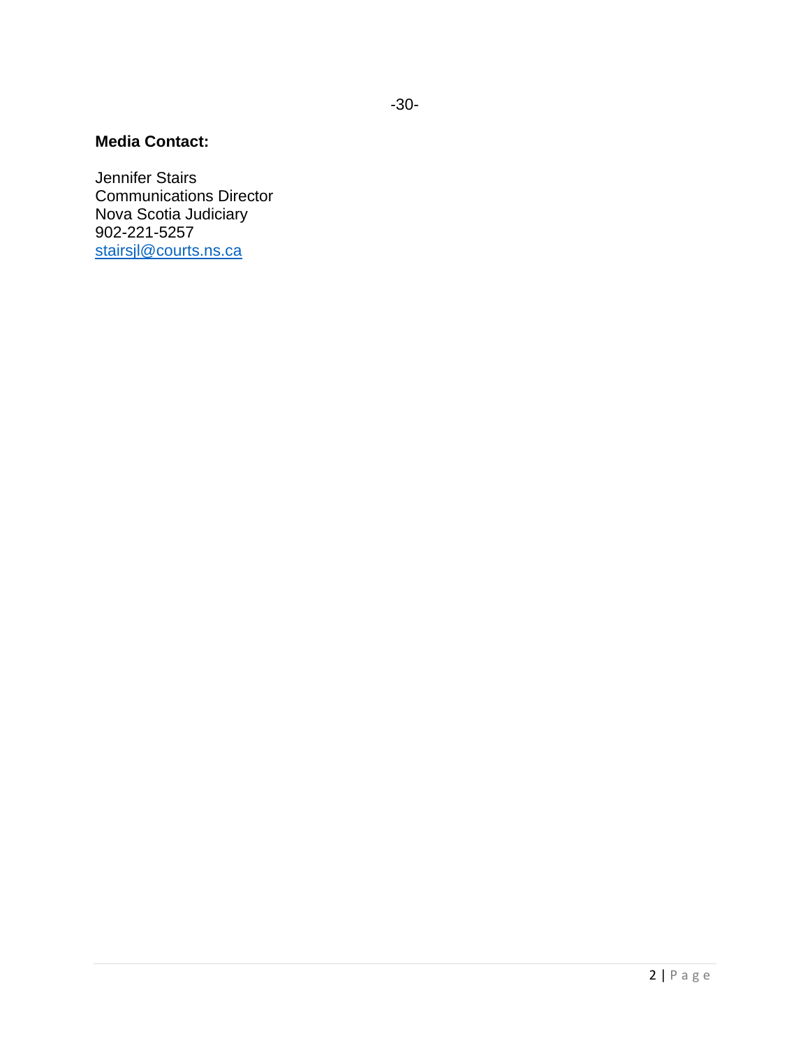-30-

**Media Contact:**

Jennifer Stairs
Communications Director
Nova Scotia Judiciary
902-221-5257
stairsjl@courts.ns.ca